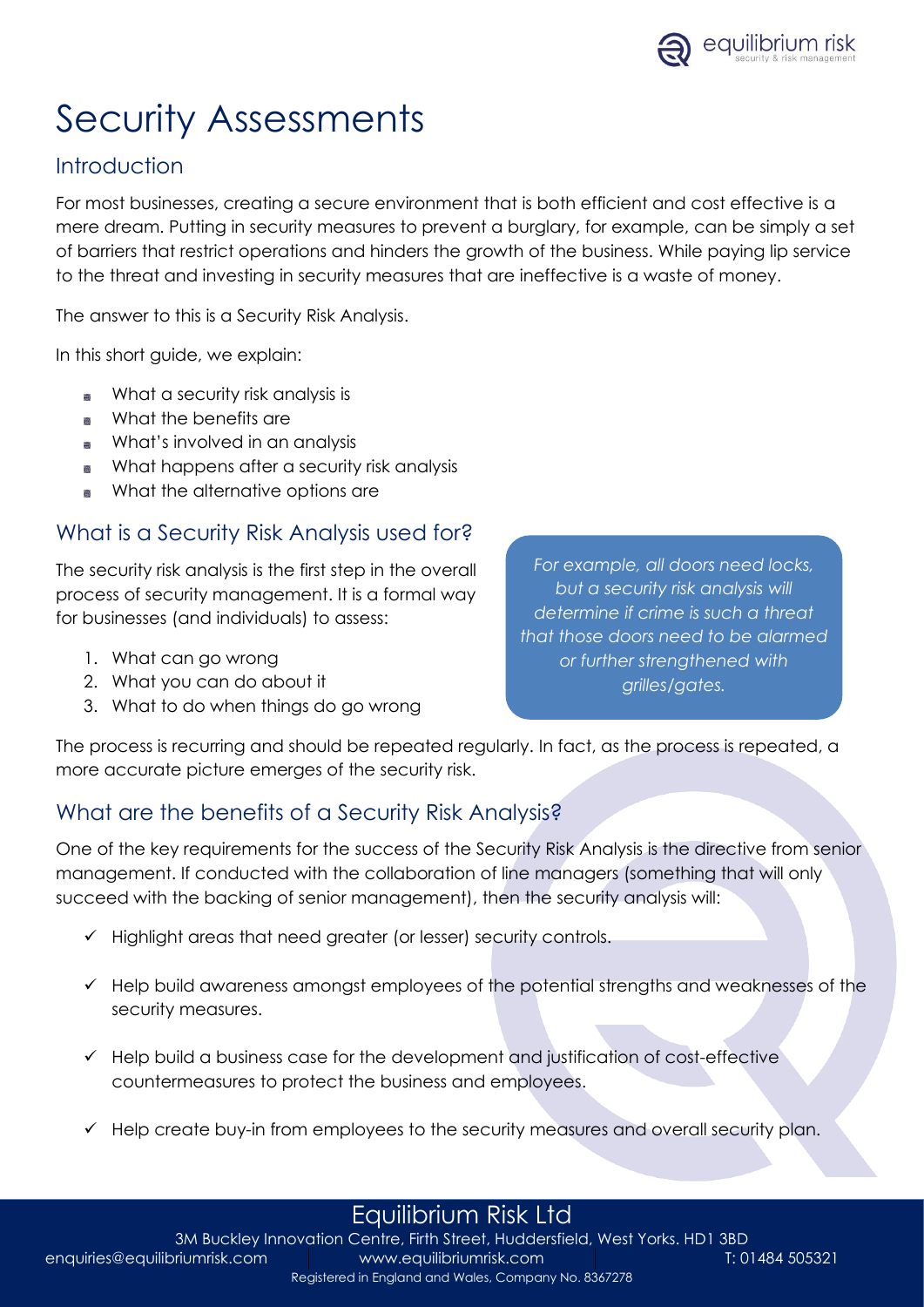# Security Assessments

## Introduction

For most businesses, creating a secure environment that is both efficient and cost effective is a mere dream. Putting in security measures to prevent a burglary, for example, can be simply a set of barriers that restrict operations and hinders the growth of the business. While paying lip service to the threat and investing in security measures that are ineffective is a waste of money.

The answer to this is a Security Risk Analysis.

In this short guide, we explain:

- What a security risk analysis is
- What the benefits are
- What's involved in an analysis
- What happens after a security risk analysis
- What the alternative options are

## What is a Security Risk Analysis used for?

The security risk analysis is the first step in the overall process of security management. It is a formal way for businesses (and individuals) to assess:

1. What can go wrong
2. What you can do about it
3. What to do when things do go wrong

*For example, all doors need locks, but a security risk analysis will determine if crime is such a threat that those doors need to be alarmed or further strengthened with grilles/gates.*

The process is recurring and should be repeated regularly. In fact, as the process is repeated, a more accurate picture emerges of the security risk.

## What are the benefits of a Security Risk Analysis?

One of the key requirements for the success of the Security Risk Analysis is the directive from senior management. If conducted with the collaboration of line managers (something that will only succeed with the backing of senior management), then the security analysis will:

- ✓ Highlight areas that need greater (or lesser) security controls.
- ✓ Help build awareness amongst employees of the potential strengths and weaknesses of the security measures.
- ✓ Help build a business case for the development and justification of cost-effective countermeasures to protect the business and employees.
- ✓ Help create buy-in from employees to the security measures and overall security plan.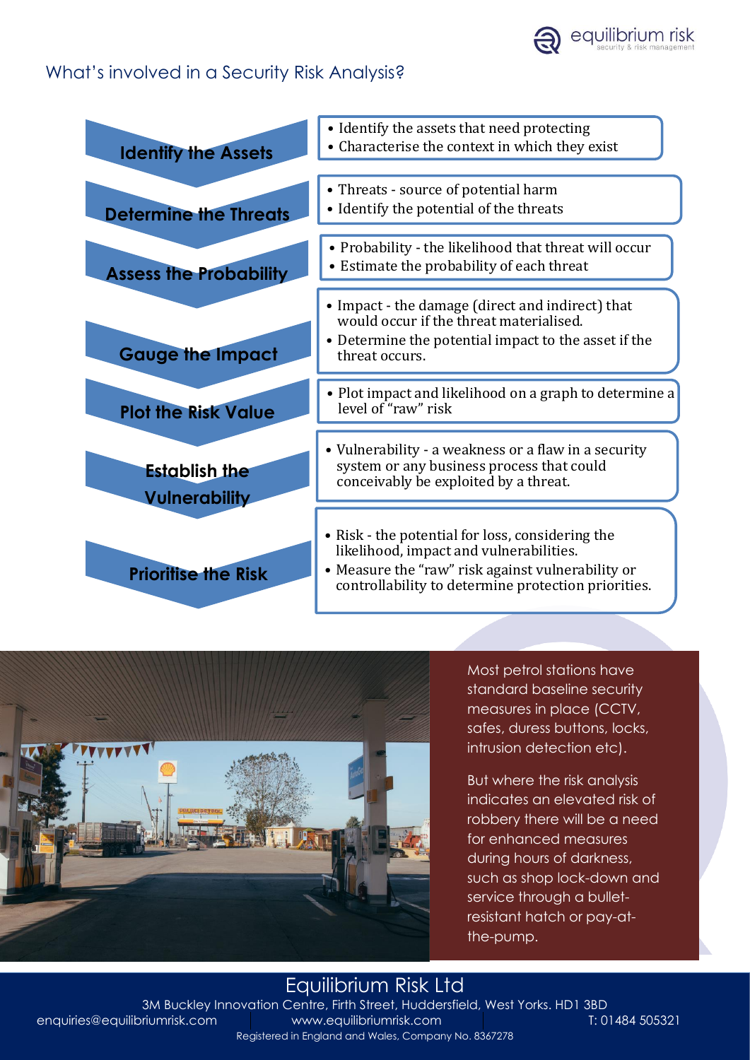## What's involved in a Security Risk Analysis?

| Step | Description |
| --- | --- |
| **Identify the Assets** | • Identify the assets that need protecting<br>• Characterise the context in which they exist |
| **Determine the Threats** | • Threats - source of potential harm<br>• Identify the potential of the threats |
| **Assess the Probability** | • Probability - the likelihood that threat will occur<br>• Estimate the probability of each threat |
| **Gauge the Impact** | • Impact - the damage (direct and indirect) that would occur if the threat materialised.<br>• Determine the potential impact to the asset if the threat occurs. |
| **Plot the Risk Value** | • Plot impact and likelihood on a graph to determine a level of "raw" risk |
| **Establish the Vulnerability** | • Vulnerability - a weakness or a flaw in a security system or any business process that could conceivably be exploited by a threat. |
| **Prioritise the Risk** | • Risk - the potential for loss, considering the likelihood, impact and vulnerabilities.<br>• Measure the "raw" risk against vulnerability or controllability to determine protection priorities. |

Most petrol stations have standard baseline security measures in place (CCTV, safes, duress buttons, locks, intrusion detection etc).

But where the risk analysis indicates an elevated risk of robbery there will be a need for enhanced measures during hours of darkness, such as shop lock-down and service through a bullet-resistant hatch or pay-at-the-pump.

Equilibrium Risk Ltd

3M Buckley Innovation Centre, Firth Street, Huddersfield, West Yorks. HD1 3BD

enquiries@equilibriumrisk.com | www.equilibriumrisk.com | T: 01484 505321

Registered in England and Wales, Company No. 8367278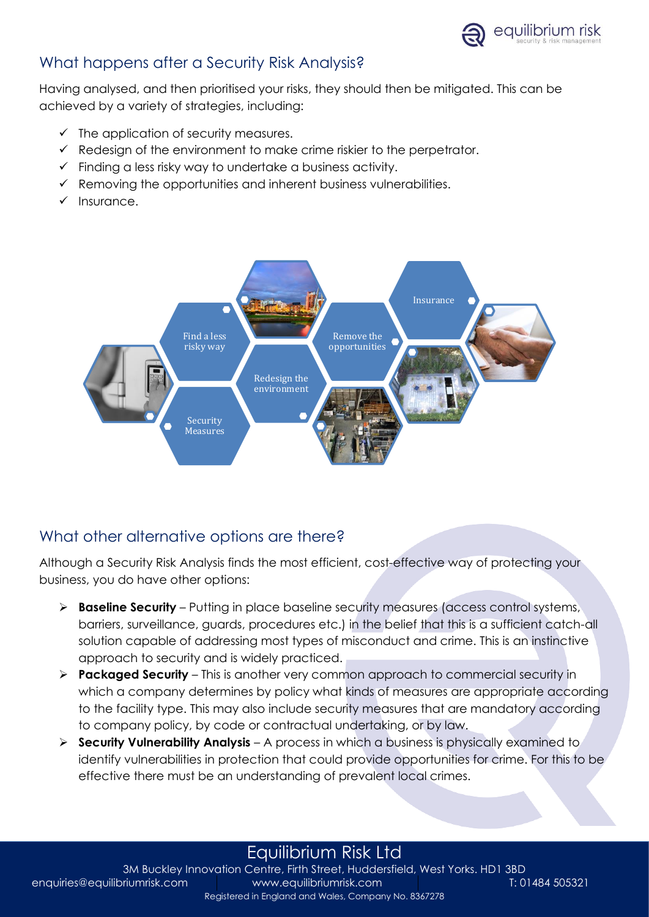## What happens after a Security Risk Analysis?

Having analysed, and then prioritised your risks, they should then be mitigated. This can be achieved by a variety of strategies, including:

- ✓ The application of security measures.
- ✓ Redesign of the environment to make crime riskier to the perpetrator.
- ✓ Finding a less risky way to undertake a business activity.
- ✓ Removing the opportunities and inherent business vulnerabilities.
- ✓ Insurance.

Find a less risky way

Remove the opportunities

Insurance

Redesign the environment

Security Measures

## What other alternative options are there?

Although a Security Risk Analysis finds the most efficient, cost-effective way of protecting your business, you do have other options:

- **Baseline Security** – Putting in place baseline security measures (access control systems, barriers, surveillance, guards, procedures etc.) in the belief that this is a sufficient catch-all solution capable of addressing most types of misconduct and crime. This is an instinctive approach to security and is widely practiced.
- **Packaged Security** – This is another very common approach to commercial security in which a company determines by policy what kinds of measures are appropriate according to the facility type. This may also include security measures that are mandatory according to company policy, by code or contractual undertaking, or by law.
- **Security Vulnerability Analysis** – A process in which a business is physically examined to identify vulnerabilities in protection that could provide opportunities for crime. For this to be effective there must be an understanding of prevalent local crimes.